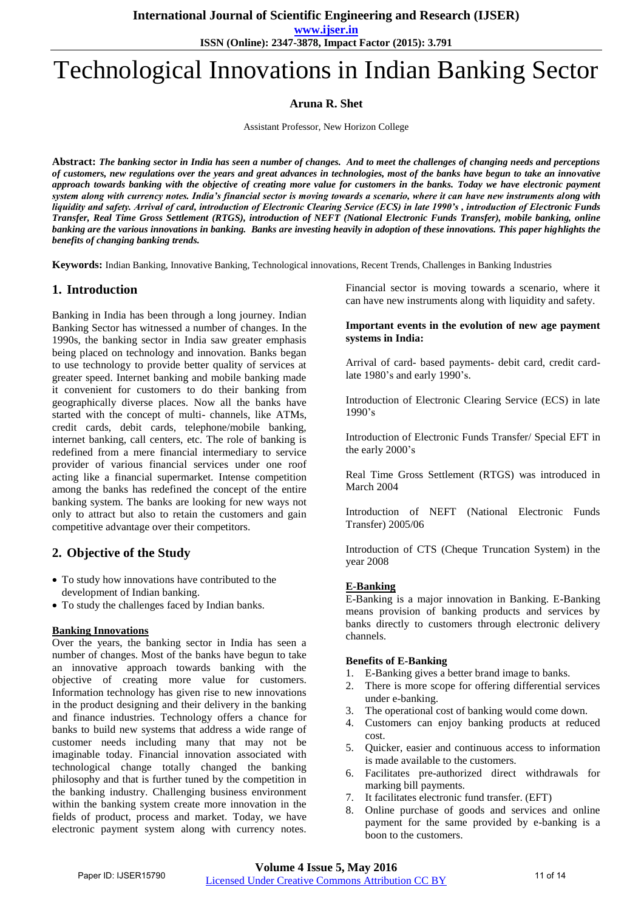# Technological Innovations in Indian Banking Sector

**Aruna R. Shet**

Assistant Professor, New Horizon College

**Abstract:** ***The banking sector in India has seen a number of changes. And to meet the challenges of changing needs and perceptions of customers, new regulations over the years and great advances in technologies, most of the banks have begun to take an innovative approach towards banking with the objective of creating more value for customers in the banks. Today we have electronic payment system along with currency notes. India's financial sector is moving towards a scenario, where it can have new instruments along with liquidity and safety. Arrival of card, introduction of Electronic Clearing Service (ECS) in late 1990's , introduction of Electronic Funds Transfer, Real Time Gross Settlement (RTGS), introduction of NEFT (National Electronic Funds Transfer), mobile banking, online banking are the various innovations in banking. Banks are investing heavily in adoption of these innovations. This paper highlights the benefits of changing banking trends.***

**Keywords:** Indian Banking, Innovative Banking, Technological innovations, Recent Trends, Challenges in Banking Industries

## 1. Introduction

Banking in India has been through a long journey. Indian Banking Sector has witnessed a number of changes. In the 1990s, the banking sector in India saw greater emphasis being placed on technology and innovation. Banks began to use technology to provide better quality of services at greater speed. Internet banking and mobile banking made it convenient for customers to do their banking from geographically diverse places. Now all the banks have started with the concept of multi- channels, like ATMs, credit cards, debit cards, telephone/mobile banking, internet banking, call centers, etc. The role of banking is redefined from a mere financial intermediary to service provider of various financial services under one roof acting like a financial supermarket. Intense competition among the banks has redefined the concept of the entire banking system. The banks are looking for new ways not only to attract but also to retain the customers and gain competitive advantage over their competitors.

## 2. Objective of the Study

- To study how innovations have contributed to the development of Indian banking.
- To study the challenges faced by Indian banks.

**Banking Innovations**

Over the years, the banking sector in India has seen a number of changes. Most of the banks have begun to take an innovative approach towards banking with the objective of creating more value for customers. Information technology has given rise to new innovations in the product designing and their delivery in the banking and finance industries. Technology offers a chance for banks to build new systems that address a wide range of customer needs including many that may not be imaginable today. Financial innovation associated with technological change totally changed the banking philosophy and that is further tuned by the competition in the banking industry. Challenging business environment within the banking system create more innovation in the fields of product, process and market. Today, we have electronic payment system along with currency notes. Financial sector is moving towards a scenario, where it can have new instruments along with liquidity and safety.

**Important events in the evolution of new age payment systems in India:**

Arrival of card- based payments- debit card, credit card- late 1980's and early 1990's.

Introduction of Electronic Clearing Service (ECS) in late 1990's

Introduction of Electronic Funds Transfer/ Special EFT in the early 2000's

Real Time Gross Settlement (RTGS) was introduced in March 2004

Introduction of NEFT (National Electronic Funds Transfer) 2005/06

Introduction of CTS (Cheque Truncation System) in the year 2008

**E-Banking**

E-Banking is a major innovation in Banking. E-Banking means provision of banking products and services by banks directly to customers through electronic delivery channels.

**Benefits of E-Banking**

1. E-Banking gives a better brand image to banks.
2. There is more scope for offering differential services under e-banking.
3. The operational cost of banking would come down.
4. Customers can enjoy banking products at reduced cost.
5. Quicker, easier and continuous access to information is made available to the customers.
6. Facilitates pre-authorized direct withdrawals for marking bill payments.
7. It facilitates electronic fund transfer. (EFT)
8. Online purchase of goods and services and online payment for the same provided by e-banking is a boon to the customers.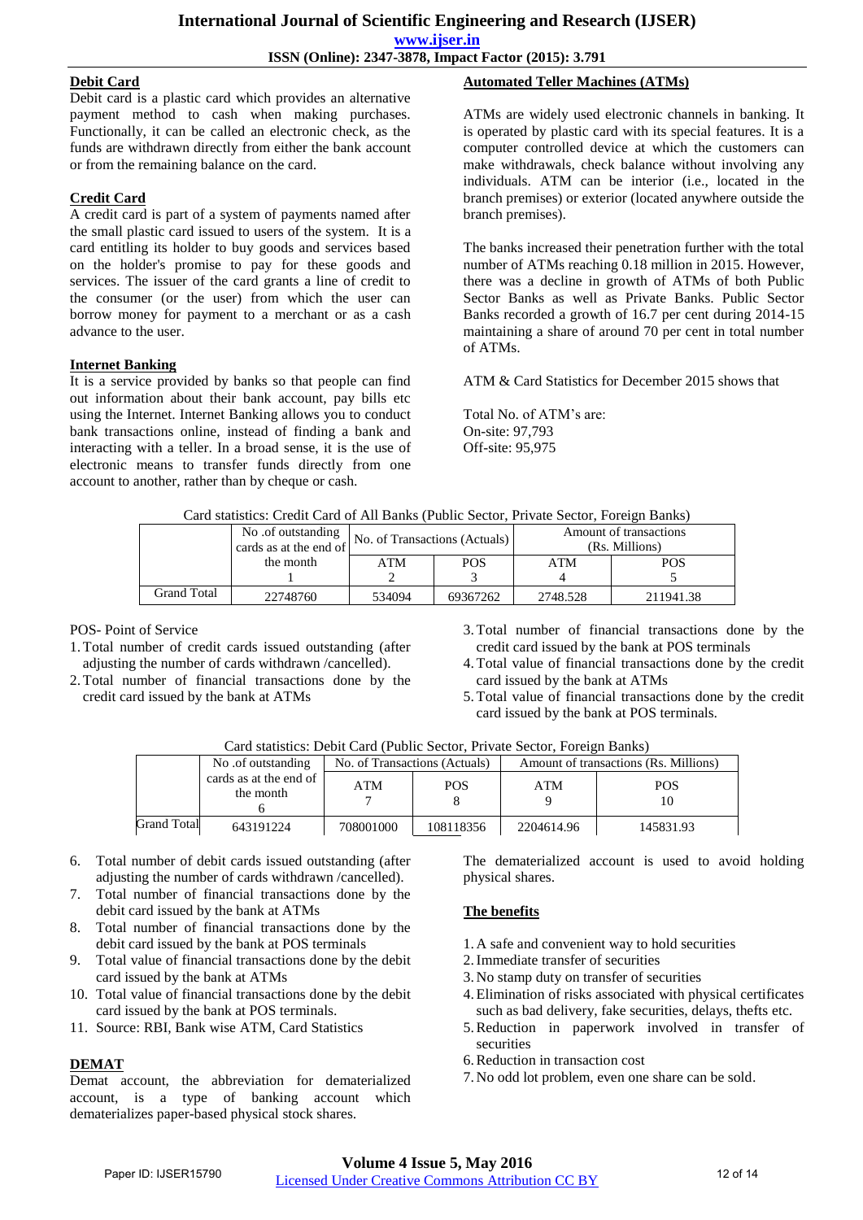## Debit Card

Debit card is a plastic card which provides an alternative payment method to cash when making purchases. Functionally, it can be called an electronic check, as the funds are withdrawn directly from either the bank account or from the remaining balance on the card.

## Credit Card

A credit card is part of a system of payments named after the small plastic card issued to users of the system. It is a card entitling its holder to buy goods and services based on the holder's promise to pay for these goods and services. The issuer of the card grants a line of credit to the consumer (or the user) from which the user can borrow money for payment to a merchant or as a cash advance to the user.

## Internet Banking

It is a service provided by banks so that people can find out information about their bank account, pay bills etc using the Internet. Internet Banking allows you to conduct bank transactions online, instead of finding a bank and interacting with a teller. In a broad sense, it is the use of electronic means to transfer funds directly from one account to another, rather than by cheque or cash.

## Automated Teller Machines (ATMs)

ATMs are widely used electronic channels in banking. It is operated by plastic card with its special features. It is a computer controlled device at which the customers can make withdrawals, check balance without involving any individuals. ATM can be interior (i.e., located in the branch premises) or exterior (located anywhere outside the branch premises).

The banks increased their penetration further with the total number of ATMs reaching 0.18 million in 2015. However, there was a decline in growth of ATMs of both Public Sector Banks as well as Private Banks. Public Sector Banks recorded a growth of 16.7 per cent during 2014-15 maintaining a share of around 70 per cent in total number of ATMs.

ATM & Card Statistics for December 2015 shows that

Total No. of ATM's are:
On-site: 97,793
Off-site: 95,975

Card statistics: Credit Card of All Banks (Public Sector, Private Sector, Foreign Banks)

| | No .of outstanding cards as at the end of the month | No. of Transactions (Actuals) | | Amount of transactions (Rs. Millions) | |
|---|---|---|---|---|---|
| | | ATM | POS | ATM | POS |
| | 1 | 2 | 3 | 4 | 5 |
| Grand Total | 22748760 | 534094 | 69367262 | 2748.528 | 211941.38 |

POS- Point of Service

1. Total number of credit cards issued outstanding (after adjusting the number of cards withdrawn /cancelled).
2. Total number of financial transactions done by the credit card issued by the bank at ATMs
3. Total number of financial transactions done by the credit card issued by the bank at POS terminals
4. Total value of financial transactions done by the credit card issued by the bank at ATMs
5. Total value of financial transactions done by the credit card issued by the bank at POS terminals.

Card statistics: Debit Card (Public Sector, Private Sector, Foreign Banks)

| | No .of outstanding cards as at the end of the month | No. of Transactions (Actuals) | | Amount of transactions (Rs. Millions) | |
|---|---|---|---|---|---|
| | | ATM | POS | ATM | POS |
| | 6 | 7 | 8 | 9 | 10 |
| Grand Total | 643191224 | 708001000 | 108118356 | 2204614.96 | 145831.93 |

6. Total number of debit cards issued outstanding (after adjusting the number of cards withdrawn /cancelled).
7. Total number of financial transactions done by the debit card issued by the bank at ATMs
8. Total number of financial transactions done by the debit card issued by the bank at POS terminals
9. Total value of financial transactions done by the debit card issued by the bank at ATMs
10. Total value of financial transactions done by the debit card issued by the bank at POS terminals.
11. Source: RBI, Bank wise ATM, Card Statistics

## DEMAT

Demat account, the abbreviation for dematerialized account, is a type of banking account which dematerializes paper-based physical stock shares.

The dematerialized account is used to avoid holding physical shares.

## The benefits

1. A safe and convenient way to hold securities
2. Immediate transfer of securities
3. No stamp duty on transfer of securities
4. Elimination of risks associated with physical certificates such as bad delivery, fake securities, delays, thefts etc.
5. Reduction in paperwork involved in transfer of securities
6. Reduction in transaction cost
7. No odd lot problem, even one share can be sold.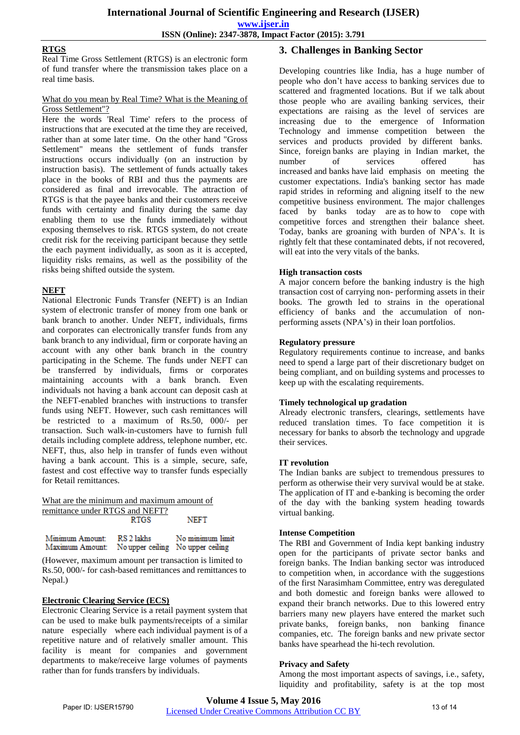**RTGS**

Real Time Gross Settlement (RTGS) is an electronic form of fund transfer where the transmission takes place on a real time basis.

What do you mean by Real Time? What is the Meaning of Gross Settlement"?

Here the words 'Real Time' refers to the process of instructions that are executed at the time they are received, rather than at some later time. On the other hand "Gross Settlement" means the settlement of funds transfer instructions occurs individually (on an instruction by instruction basis). The settlement of funds actually takes place in the books of RBI and thus the payments are considered as final and irrevocable. The attraction of RTGS is that the payee banks and their customers receive funds with certainty and finality during the same day enabling them to use the funds immediately without exposing themselves to risk. RTGS system, do not create credit risk for the receiving participant because they settle the each payment individually, as soon as it is accepted, liquidity risks remains, as well as the possibility of the risks being shifted outside the system.

**NEFT**

National Electronic Funds Transfer (NEFT) is an Indian system of electronic transfer of money from one bank or bank branch to another. Under NEFT, individuals, firms and corporates can electronically transfer funds from any bank branch to any individual, firm or corporate having an account with any other bank branch in the country participating in the Scheme. The funds under NEFT can be transferred by individuals, firms or corporates maintaining accounts with a bank branch. Even individuals not having a bank account can deposit cash at the NEFT-enabled branches with instructions to transfer funds using NEFT. However, such cash remittances will be restricted to a maximum of Rs.50, 000/- per transaction. Such walk-in-customers have to furnish full details including complete address, telephone number, etc. NEFT, thus, also help in transfer of funds even without having a bank account. This is a simple, secure, safe, fastest and cost effective way to transfer funds especially for Retail remittances.

What are the minimum and maximum amount of remittance under RTGS and NEFT?

| | RTGS | NEFT |
|---|---|---|
| Minimum Amount: | RS 2 lakhs | No minimum limit |
| Maximum Amount: | No upper ceiling | No upper ceiling |

(However, maximum amount per transaction is limited to Rs.50, 000/- for cash-based remittances and remittances to Nepal.)

**Electronic Clearing Service (ECS)**

Electronic Clearing Service is a retail payment system that can be used to make bulk payments/receipts of a similar nature especially where each individual payment is of a repetitive nature and of relatively smaller amount. This facility is meant for companies and government departments to make/receive large volumes of payments rather than for funds transfers by individuals.

## 3. Challenges in Banking Sector

Developing countries like India, has a huge number of people who don't have access to banking services due to scattered and fragmented locations. But if we talk about those people who are availing banking services, their expectations are raising as the level of services are increasing due to the emergence of Information Technology and immense competition between the services and products provided by different banks. Since, foreign banks are playing in Indian market, the number of services offered has increased and banks have laid emphasis on meeting the customer expectations. India's banking sector has made rapid strides in reforming and aligning itself to the new competitive business environment. The major challenges faced by banks today are as to how to cope with competitive forces and strengthen their balance sheet. Today, banks are groaning with burden of NPA's. It is rightly felt that these contaminated debts, if not recovered, will eat into the very vitals of the banks.

**High transaction costs**

A major concern before the banking industry is the high transaction cost of carrying non- performing assets in their books. The growth led to strains in the operational efficiency of banks and the accumulation of non-performing assets (NPA's) in their loan portfolios.

**Regulatory pressure**

Regulatory requirements continue to increase, and banks need to spend a large part of their discretionary budget on being compliant, and on building systems and processes to keep up with the escalating requirements.

**Timely technological up gradation**

Already electronic transfers, clearings, settlements have reduced translation times. To face competition it is necessary for banks to absorb the technology and upgrade their services.

**IT revolution**

The Indian banks are subject to tremendous pressures to perform as otherwise their very survival would be at stake. The application of IT and e-banking is becoming the order of the day with the banking system heading towards virtual banking.

**Intense Competition**

The RBI and Government of India kept banking industry open for the participants of private sector banks and foreign banks. The Indian banking sector was introduced to competition when, in accordance with the suggestions of the first Narasimham Committee, entry was deregulated and both domestic and foreign banks were allowed to expand their branch networks. Due to this lowered entry barriers many new players have entered the market such private banks, foreign banks, non banking finance companies, etc. The foreign banks and new private sector banks have spearhead the hi-tech revolution.

**Privacy and Safety**

Among the most important aspects of savings, i.e., safety, liquidity and profitability, safety is at the top most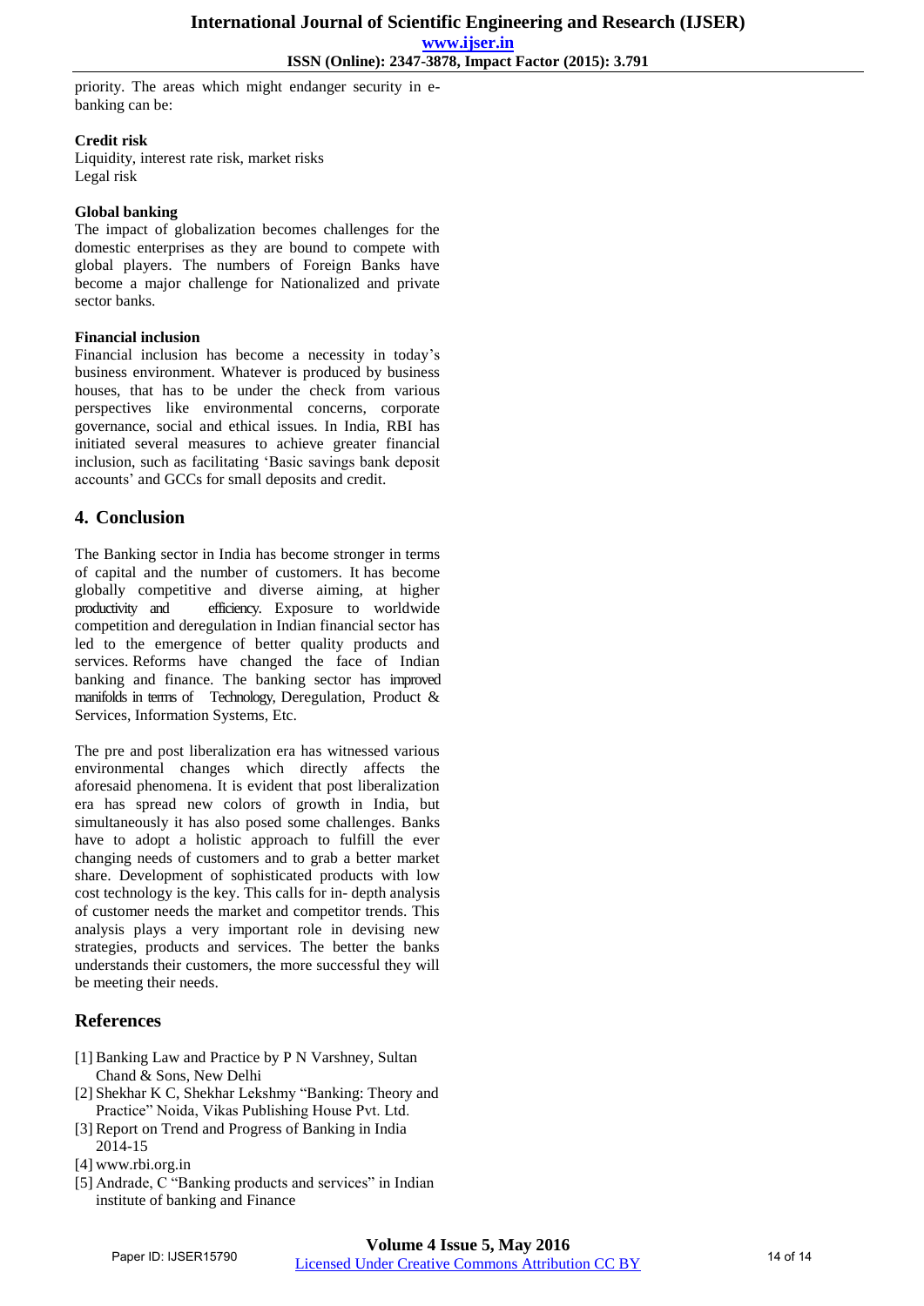priority. The areas which might endanger security in e-banking can be:

**Credit risk**

Liquidity, interest rate risk, market risks

Legal risk

**Global banking**

The impact of globalization becomes challenges for the domestic enterprises as they are bound to compete with global players. The numbers of Foreign Banks have become a major challenge for Nationalized and private sector banks.

**Financial inclusion**

Financial inclusion has become a necessity in today's business environment. Whatever is produced by business houses, that has to be under the check from various perspectives like environmental concerns, corporate governance, social and ethical issues. In India, RBI has initiated several measures to achieve greater financial inclusion, such as facilitating 'Basic savings bank deposit accounts' and GCCs for small deposits and credit.

## 4. Conclusion

The Banking sector in India has become stronger in terms of capital and the number of customers. It has become globally competitive and diverse aiming, at higher productivity and efficiency. Exposure to worldwide competition and deregulation in Indian financial sector has led to the emergence of better quality products and services. Reforms have changed the face of Indian banking and finance. The banking sector has improved manifolds in terms of Technology, Deregulation, Product & Services, Information Systems, Etc.

The pre and post liberalization era has witnessed various environmental changes which directly affects the aforesaid phenomena. It is evident that post liberalization era has spread new colors of growth in India, but simultaneously it has also posed some challenges. Banks have to adopt a holistic approach to fulfill the ever changing needs of customers and to grab a better market share. Development of sophisticated products with low cost technology is the key. This calls for in- depth analysis of customer needs the market and competitor trends. This analysis plays a very important role in devising new strategies, products and services. The better the banks understands their customers, the more successful they will be meeting their needs.

## References

[1] Banking Law and Practice by P N Varshney, Sultan Chand & Sons, New Delhi

[2] Shekhar K C, Shekhar Lekshmy "Banking: Theory and Practice" Noida, Vikas Publishing House Pvt. Ltd.

[3] Report on Trend and Progress of Banking in India 2014-15

[4] www.rbi.org.in

[5] Andrade, C "Banking products and services" in Indian institute of banking and Finance